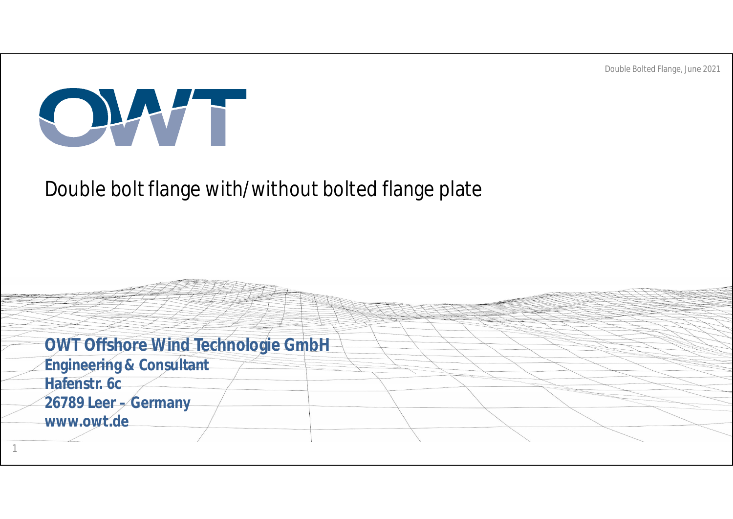OWT

# Double bolt flange with/without bolted flange plate

**OWT Offshore Wind Technologie GmbH**
**Engineering & Consultant**
**Hafenstr. 6c**
**26789 Leer – Germany**
**www.owt.de**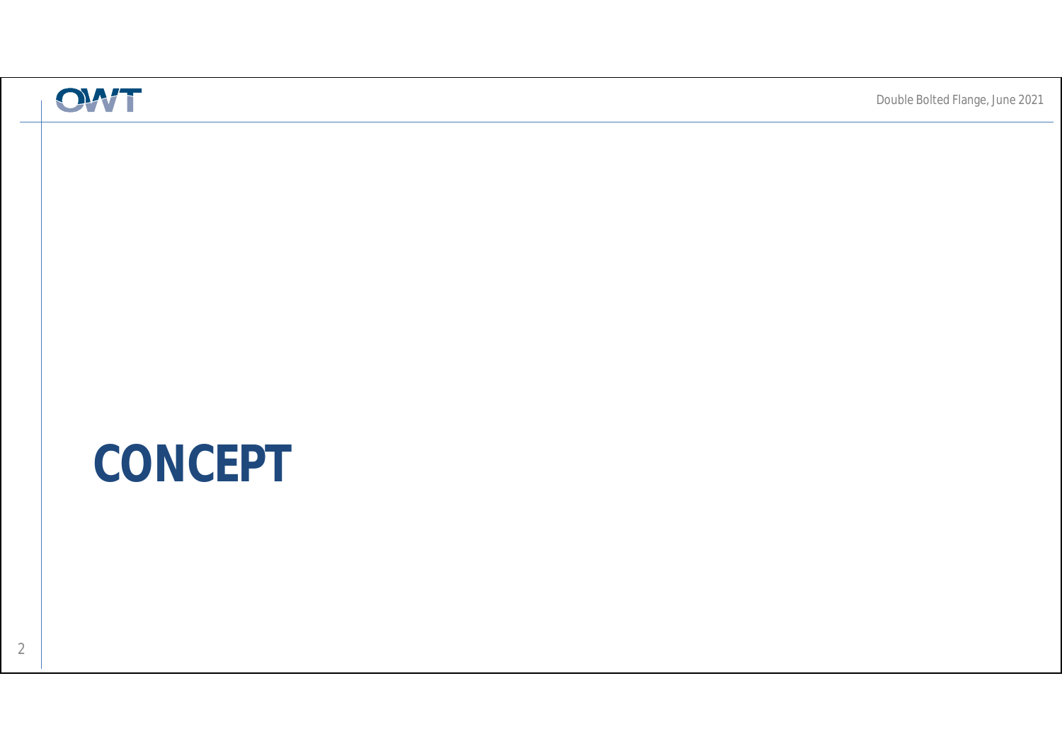# CONCEPT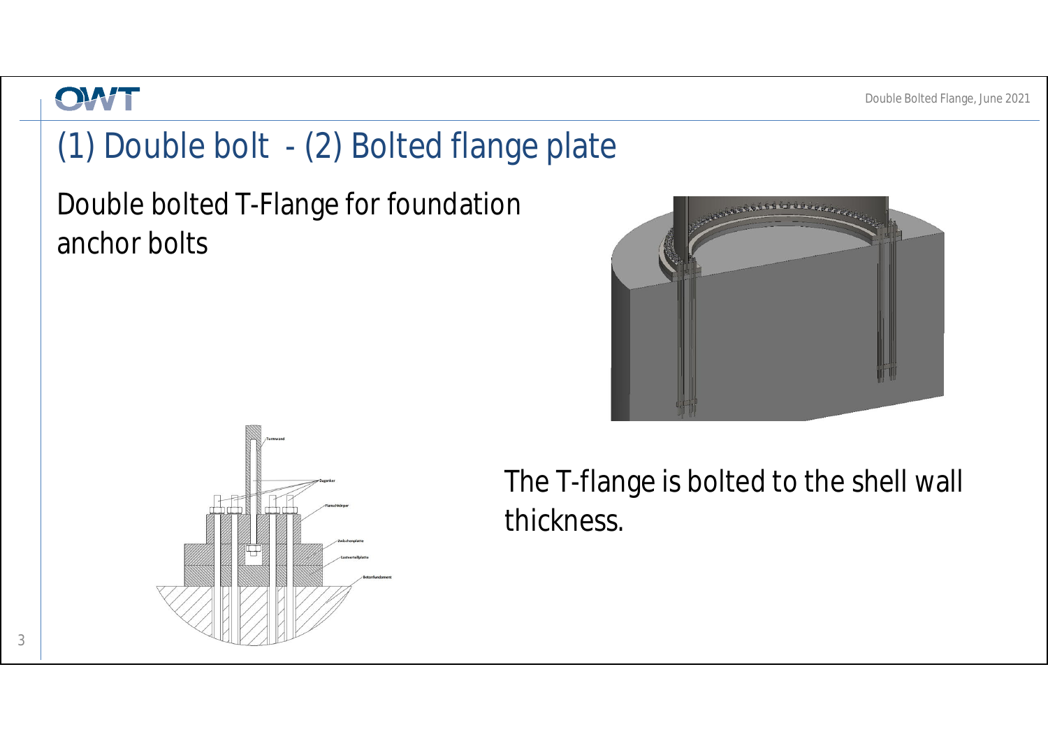# (1) Double bolt - (2) Bolted flange plate

Double bolted T-Flange for foundation anchor bolts

The T-flange is bolted to the shell wall thickness.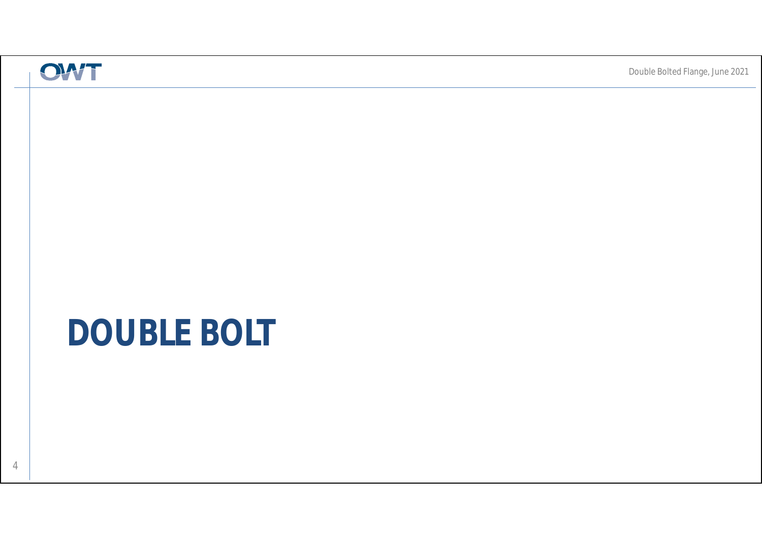# DOUBLE BOLT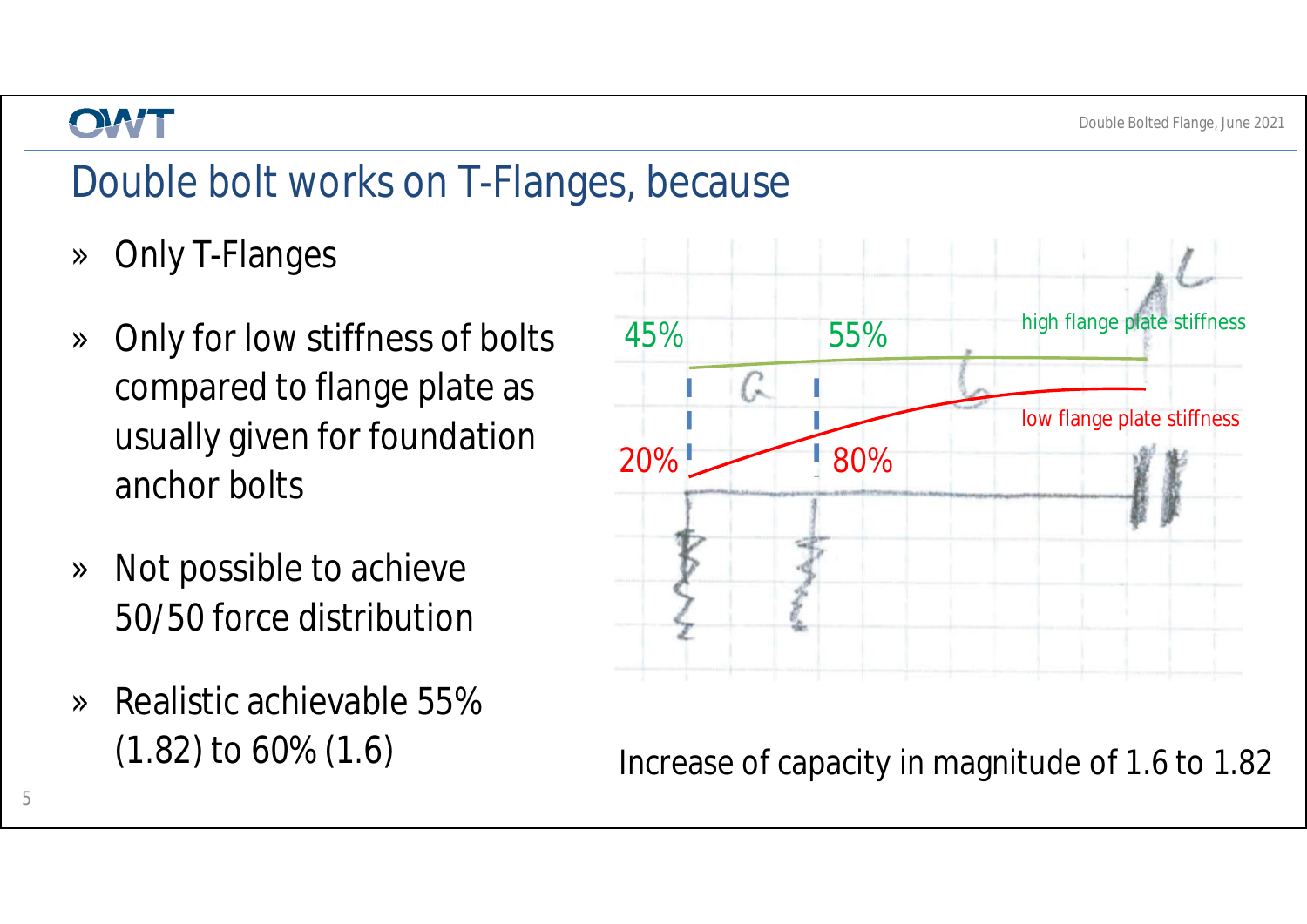# Double bolt works on T-Flanges, because

- Only T-Flanges
- Only for low stiffness of bolts compared to flange plate as usually given for foundation anchor bolts
- Not possible to achieve 50/50 force distribution
- Realistic achievable 55% (1.82) to 60% (1.6)

45% 55% high flange plate stiffness

20% 80% low flange plate stiffness

Increase of capacity in magnitude of 1.6 to 1.82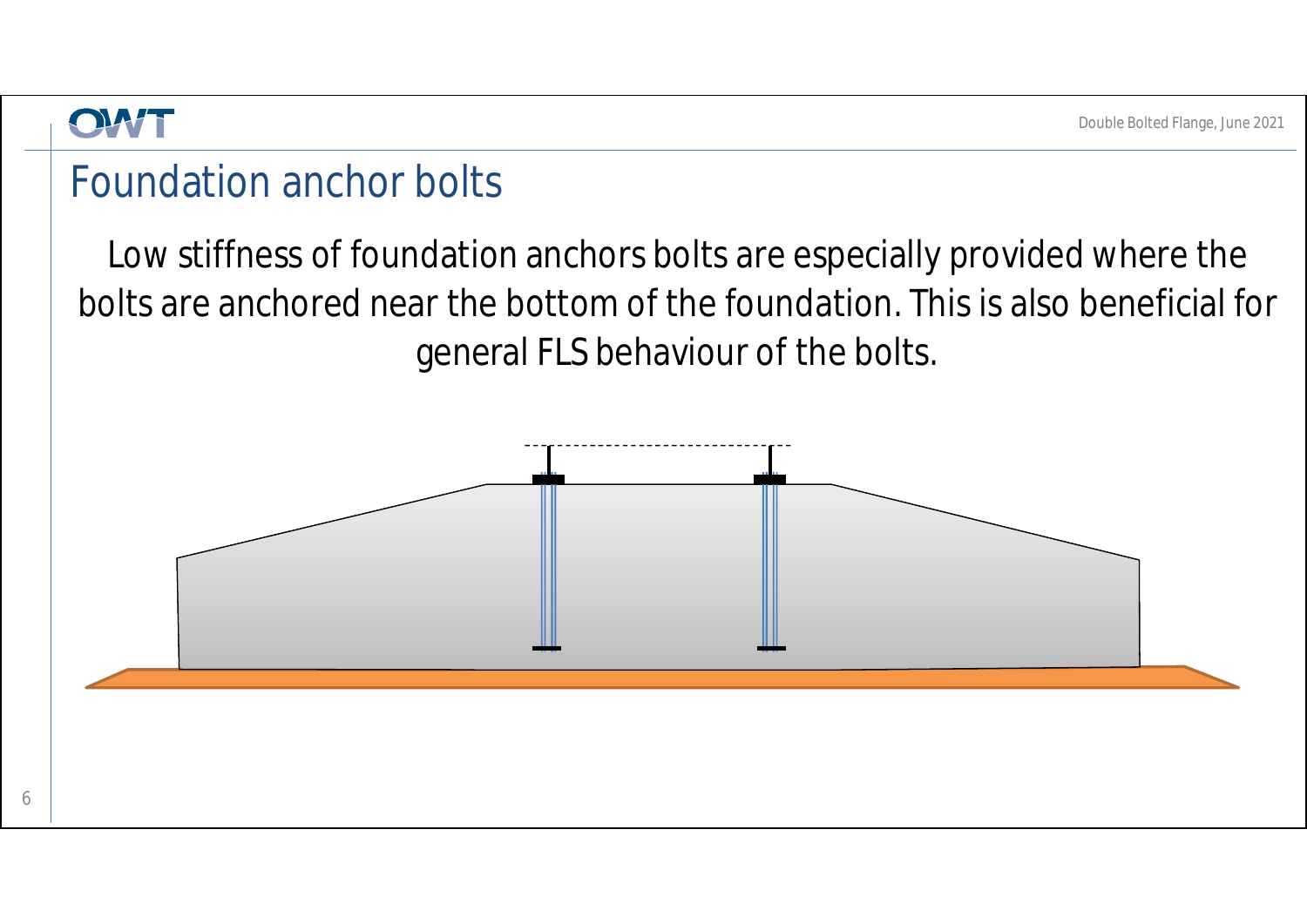# Foundation anchor bolts

Low stiffness of foundation anchors bolts are especially provided where the bolts are anchored near the bottom of the foundation. This is also beneficial for general FLS behaviour of the bolts.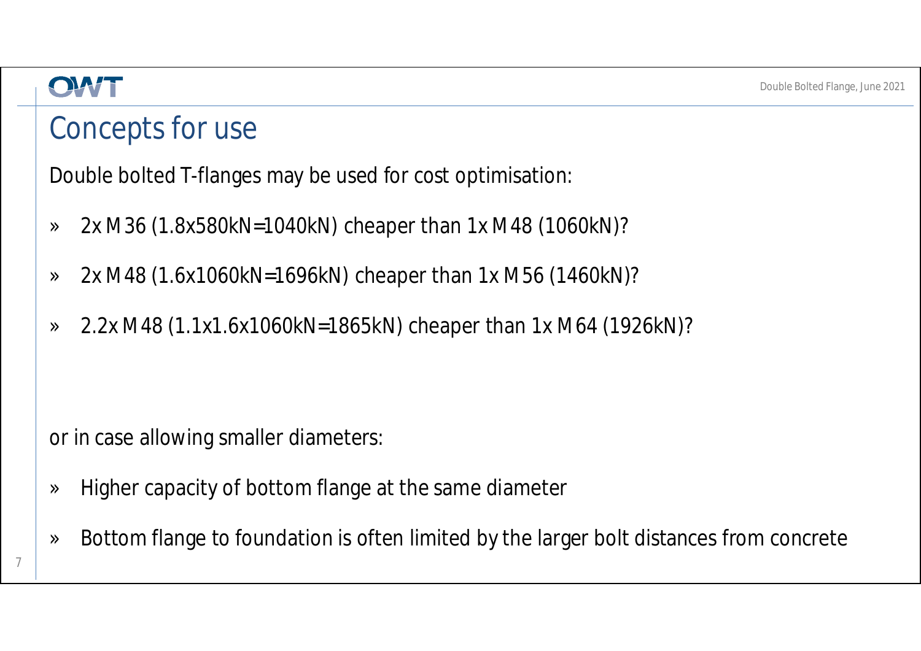# Concepts for use

Double bolted T-flanges may be used for cost optimisation:

- 2x M36 (1.8x580kN=1040kN) cheaper than 1x M48 (1060kN)?
- 2x M48 (1.6x1060kN=1696kN) cheaper than 1x M56 (1460kN)?
- 2.2x M48 (1.1x1.6x1060kN=1865kN) cheaper than 1x M64 (1926kN)?

or in case allowing smaller diameters:

- Higher capacity of bottom flange at the same diameter
- Bottom flange to foundation is often limited by the larger bolt distances from concrete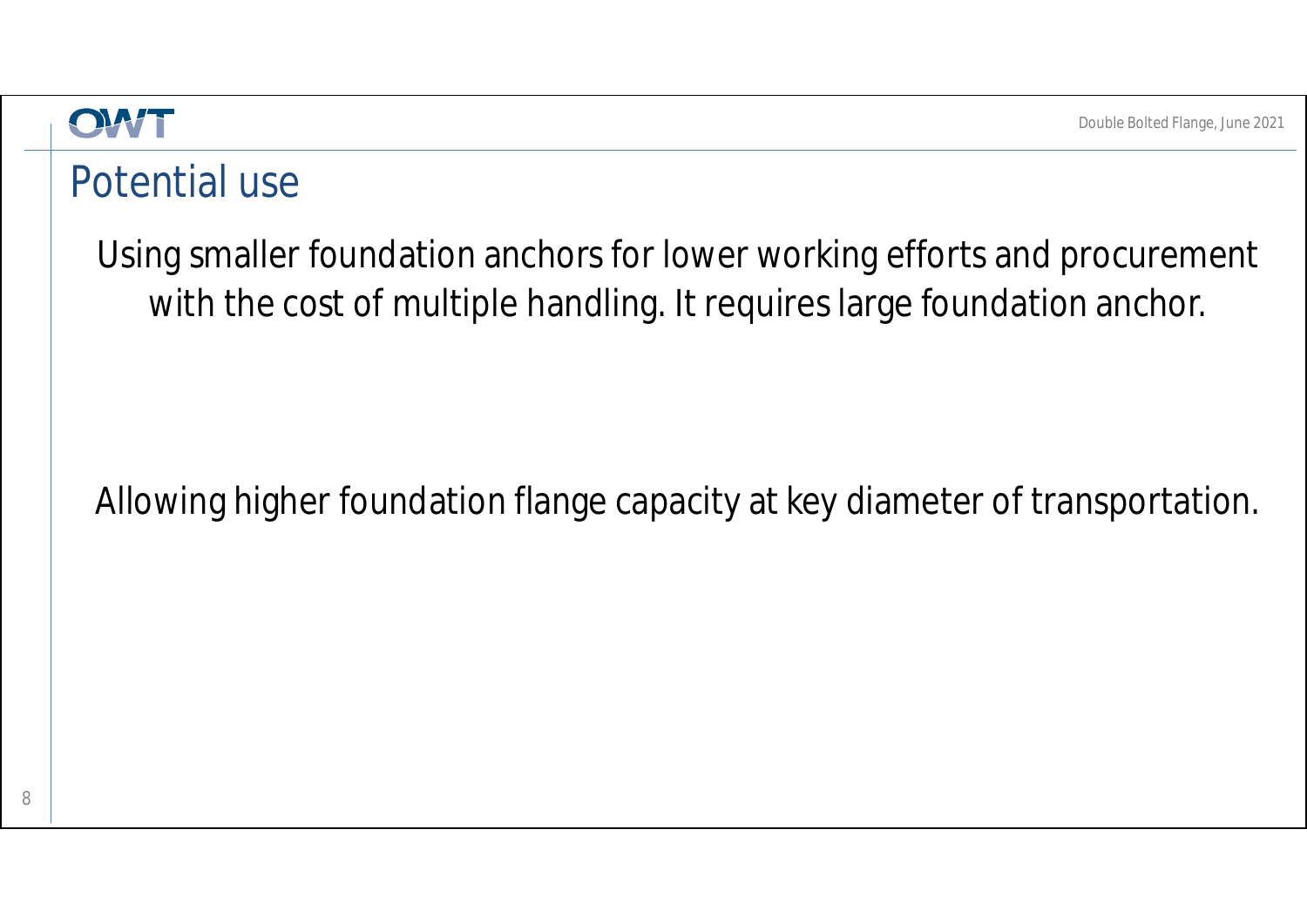# Potential use

Using smaller foundation anchors for lower working efforts and procurement with the cost of multiple handling. It requires large foundation anchor.

Allowing higher foundation flange capacity at key diameter of transportation.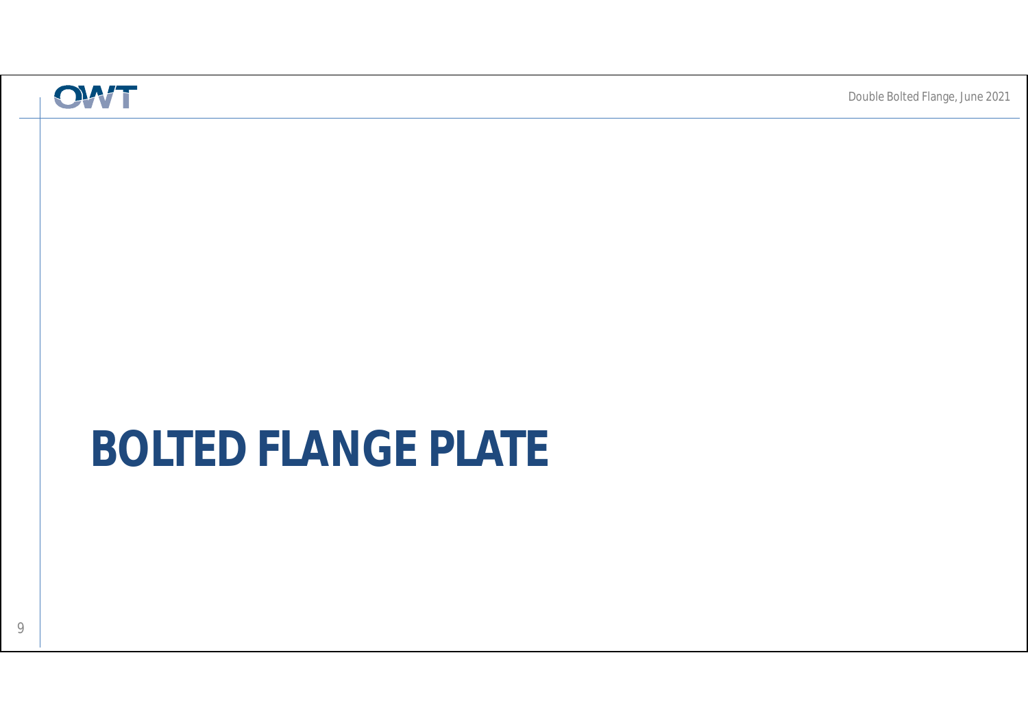# BOLTED FLANGE PLATE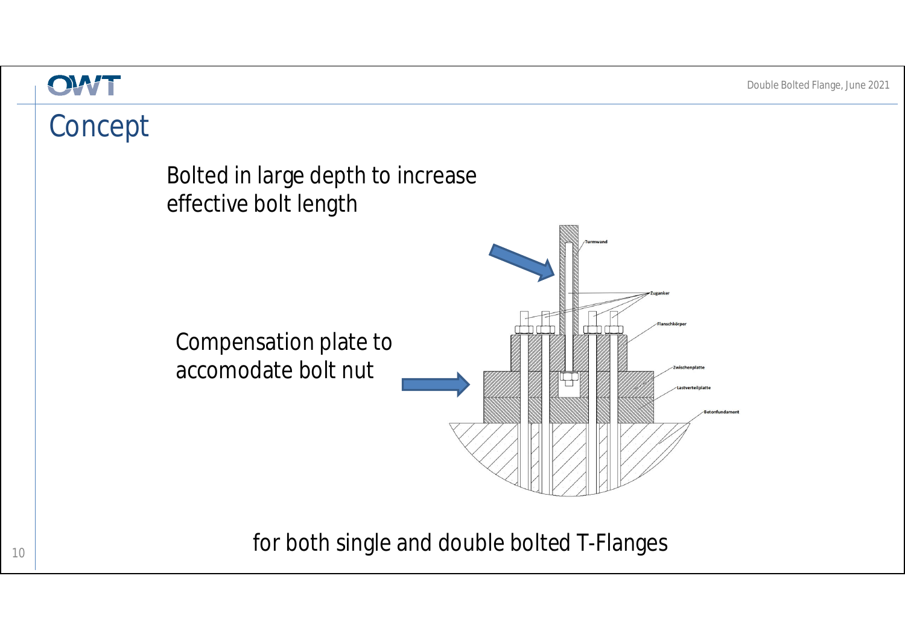# Concept

Bolted in large depth to increase effective bolt length

Compensation plate to accomodate bolt nut

Turmwand

Zuganker

Flanschkörper

Zwischenplatte

Lastverteilplatte

Betonfundament

for both single and double bolted T-Flanges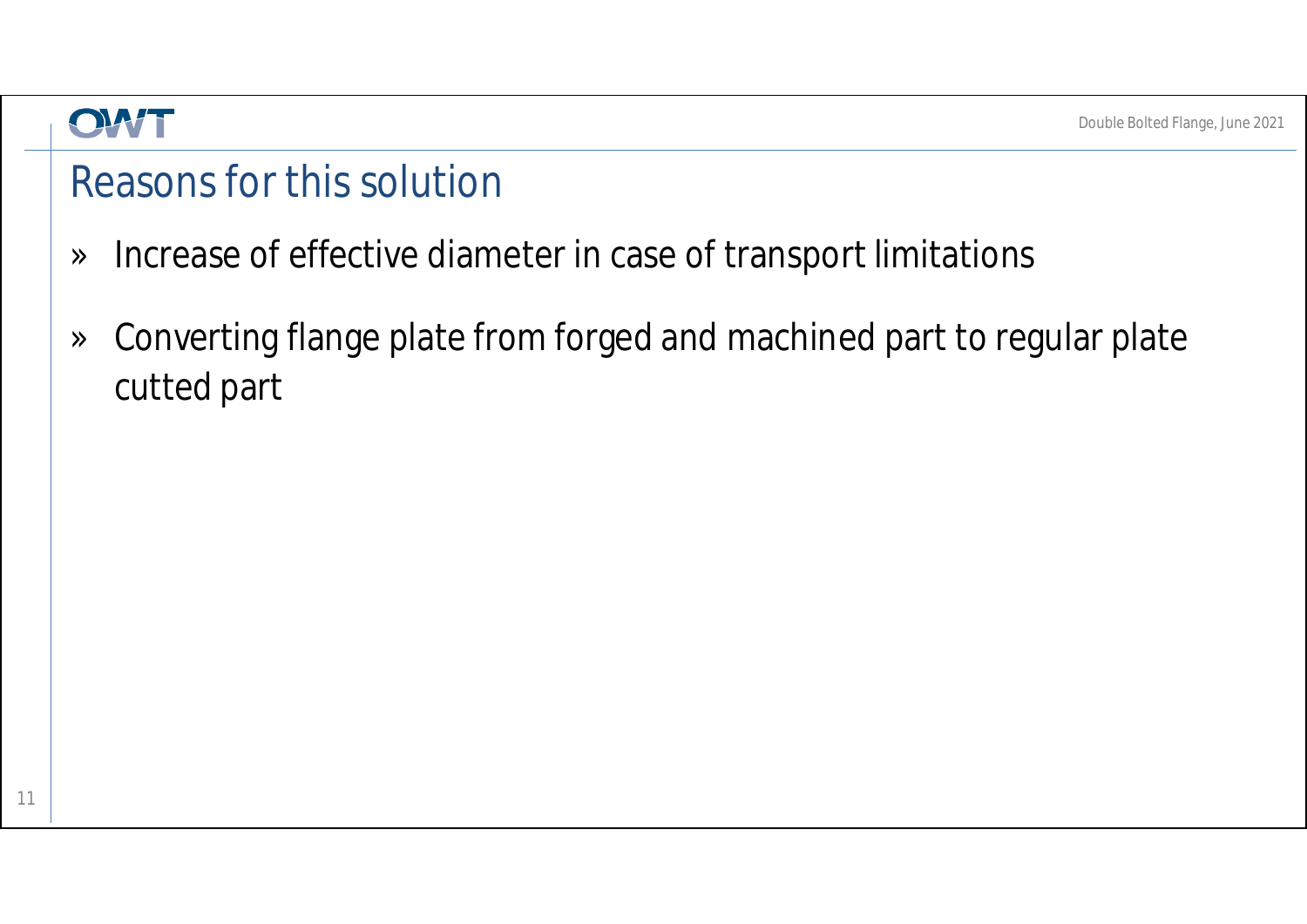# Reasons for this solution

- Increase of effective diameter in case of transport limitations
- Converting flange plate from forged and machined part to regular plate cutted part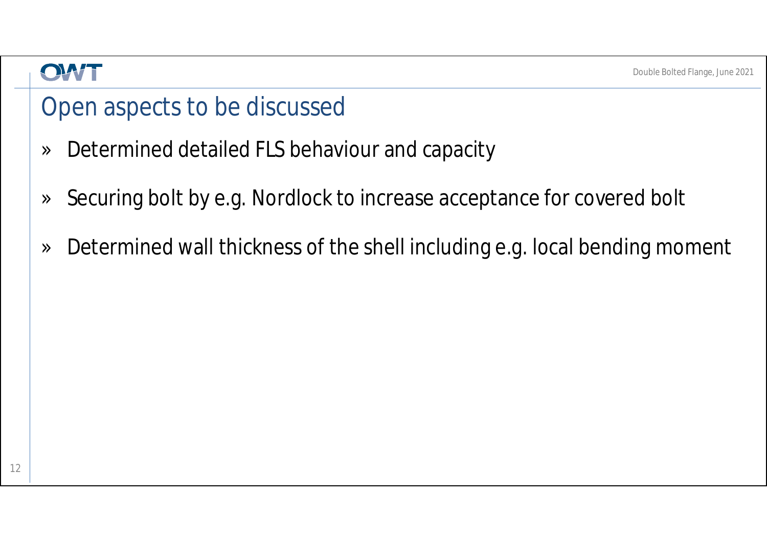# Open aspects to be discussed

- Determined detailed FLS behaviour and capacity
- Securing bolt by e.g. Nordlock to increase acceptance for covered bolt
- Determined wall thickness of the shell including e.g. local bending moment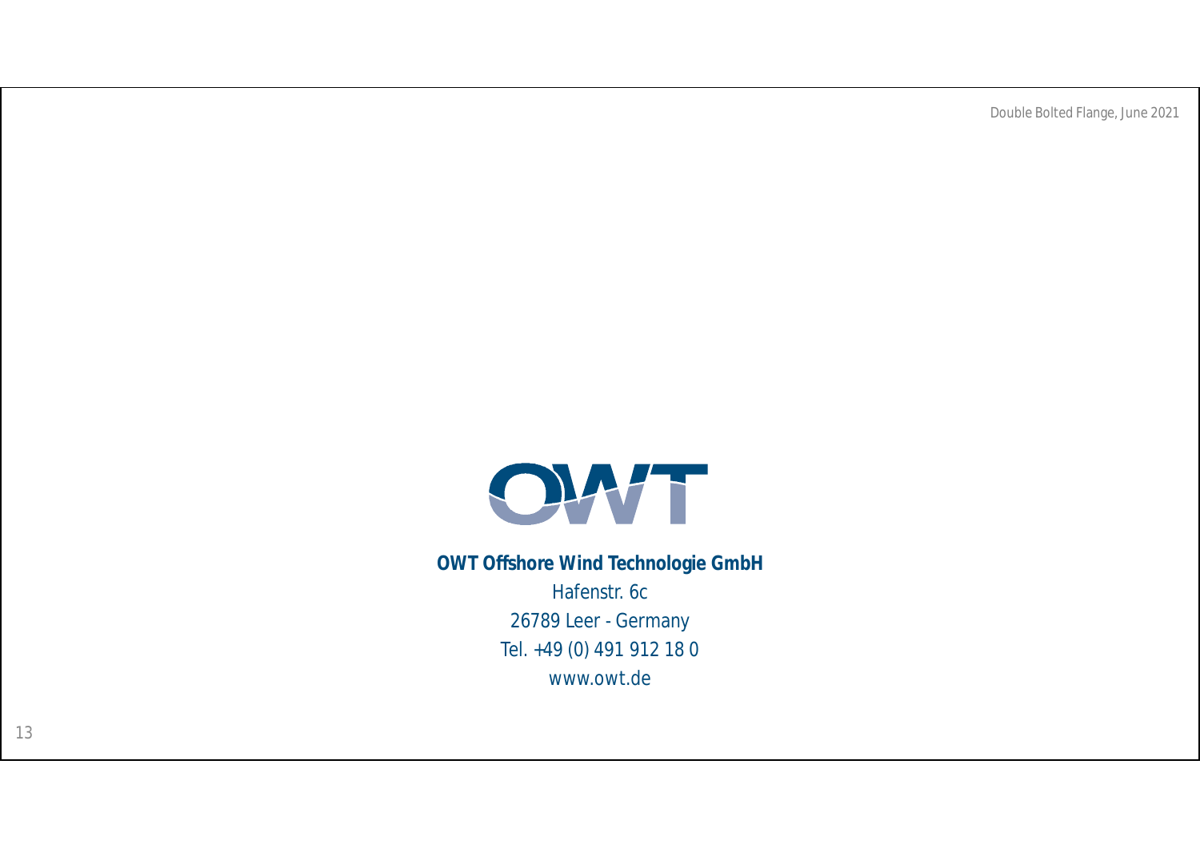**OWT Offshore Wind Technologie GmbH**

Hafenstr. 6c

26789 Leer - Germany

Tel. +49 (0) 491 912 18 0

www.owt.de